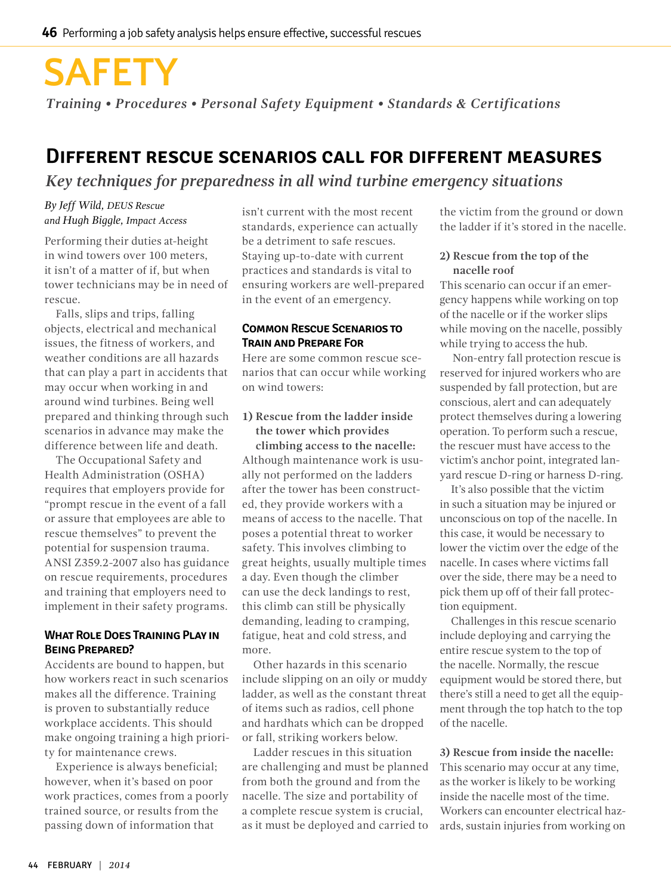# SAFETY

*Training • Procedures • Personal Safety Equipment • Standards & Certifications*

## Different rescue scenarios call for different measures

*Key techniques for preparedness in all wind turbine emergency situations*

*By Jeff Wild, DEUS Rescue and Hugh Biggle, Impact Access*

Performing their duties at-height in wind towers over 100 meters, it isn't of a matter of if, but when tower technicians may be in need of rescue.

Falls, slips and trips, falling objects, electrical and mechanical issues, the fitness of workers, and weather conditions are all hazards that can play a part in accidents that may occur when working in and around wind turbines. Being well prepared and thinking through such scenarios in advance may make the difference between life and death.

The Occupational Safety and Health Administration (OSHA) requires that employers provide for "prompt rescue in the event of a fall or assure that employees are able to rescue themselves" to prevent the potential for suspension trauma. ANSI Z359.2-2007 also has guidance on rescue requirements, procedures and training that employers need to implement in their safety programs.

### What Role Does Training Play in Being Prepared?

Accidents are bound to happen, but how workers react in such scenarios makes all the difference. Training is proven to substantially reduce workplace accidents. This should make ongoing training a high priority for maintenance crews.

Experience is always beneficial; however, when it's based on poor work practices, comes from a poorly trained source, or results from the passing down of information that isn't current with the most recent standards, experience can actually be a detriment to safe rescues. Staying up-to-date with current practices and standards is vital to ensuring workers are well-prepared in the event of an emergency.

### Common Rescue Scenarios to Train and Prepare For

Here are some common rescue scenarios that can occur while working on wind towers:

**1) Rescue from the ladder inside the tower which provides climbing access to the nacelle:** Although maintenance work is usually not performed on the ladders after the tower has been constructed, they provide workers with a means of access to the nacelle. That poses a potential threat to worker safety. This involves climbing to great heights, usually multiple times a day. Even though the climber can use the deck landings to rest, this climb can still be physically demanding, leading to cramping, fatigue, heat and cold stress, and more.

Other hazards in this scenario include slipping on an oily or muddy ladder, as well as the constant threat of items such as radios, cell phone and hardhats which can be dropped or fall, striking workers below.

Ladder rescues in this situation are challenging and must be planned from both the ground and from the nacelle. The size and portability of a complete rescue system is crucial, as it must be deployed and carried to the victim from the ground or down the ladder if it's stored in the nacelle.

**2) Rescue from the top of the nacelle roof**

This scenario can occur if an emergency happens while working on top of the nacelle or if the worker slips while moving on the nacelle, possibly while trying to access the hub.

Non-entry fall protection rescue is reserved for injured workers who are suspended by fall protection, but are conscious, alert and can adequately protect themselves during a lowering operation. To perform such a rescue, the rescuer must have access to the victim's anchor point, integrated lanyard rescue D-ring or harness D-ring.

It's also possible that the victim in such a situation may be injured or unconscious on top of the nacelle. In this case, it would be necessary to lower the victim over the edge of the nacelle. In cases where victims fall over the side, there may be a need to pick them up off of their fall protection equipment.

Challenges in this rescue scenario include deploying and carrying the entire rescue system to the top of the nacelle. Normally, the rescue equipment would be stored there, but there's still a need to get all the equipment through the top hatch to the top of the nacelle.

**3) Rescue from inside the nacelle:** This scenario may occur at any time, as the worker is likely to be working inside the nacelle most of the time. Workers can encounter electrical hazards, sustain injuries from working on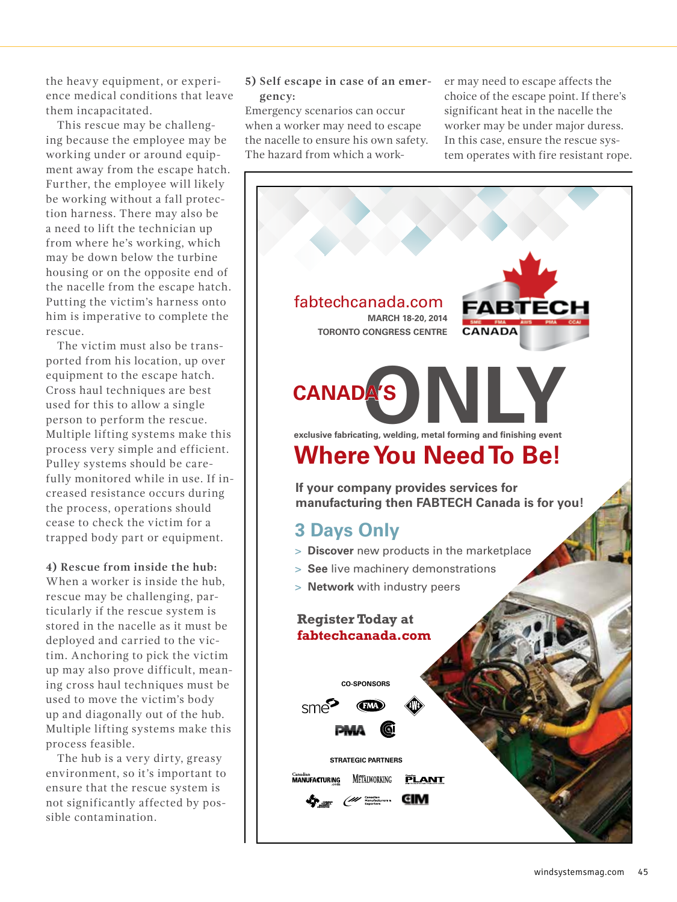the heavy equipment, or experience medical conditions that leave them incapacitated.

This rescue may be challenging because the employee may be working under or around equipment away from the escape hatch. Further, the employee will likely be working without a fall protection harness. There may also be a need to lift the technician up from where he's working, which may be down below the turbine housing or on the opposite end of the nacelle from the escape hatch. Putting the victim's harness onto him is imperative to complete the rescue.

The victim must also be transported from his location, up over equipment to the escape hatch. Cross haul techniques are best used for this to allow a single person to perform the rescue. Multiple lifting systems make this process very simple and efficient. Pulley systems should be carefully monitored while in use. If increased resistance occurs during the process, operations should cease to check the victim for a trapped body part or equipment.

**4) Rescue from inside the hub:** When a worker is inside the hub, rescue may be challenging, particularly if the rescue system is stored in the nacelle as it must be deployed and carried to the victim. Anchoring to pick the victim up may also prove difficult, meaning cross haul techniques must be used to move the victim's body up and diagonally out of the hub. Multiple lifting systems make this process feasible.

The hub is a very dirty, greasy environment, so it's important to ensure that the rescue system is not significantly affected by possible contamination.

**5) Self escape in case of an emergency:** Emergency scenarios can occur when a worker may need to escape the nacelle to ensure his own safety. The hazard from which a worker may need to escape affects the choice of the escape point. If there's significant heat in the nacelle the worker may be under major duress. In this case, ensure the rescue system operates with fire resistant rope.

fabtechcanada.com
MARCH 18-20, 2014
TORONTO CONGRESS CENTRE

FABTECH CANADA
SME FMA AWS PMA CCAI

CANADA'S ONLY
exclusive fabricating, welding, metal forming and finishing event

Where You Need To Be!

If your company provides services for manufacturing then FABTECH Canada is for you!

3 Days Only

- **Discover** new products in the marketplace
- **See** live machinery demonstrations
- **Network** with industry peers

Register Today at
fabtechcanada.com

CO-SPONSORS
sme FMA AWS PMA CCAI

STRATEGIC PARTNERS
Canadian MANUFACTURING METALWORKING PLANT CIM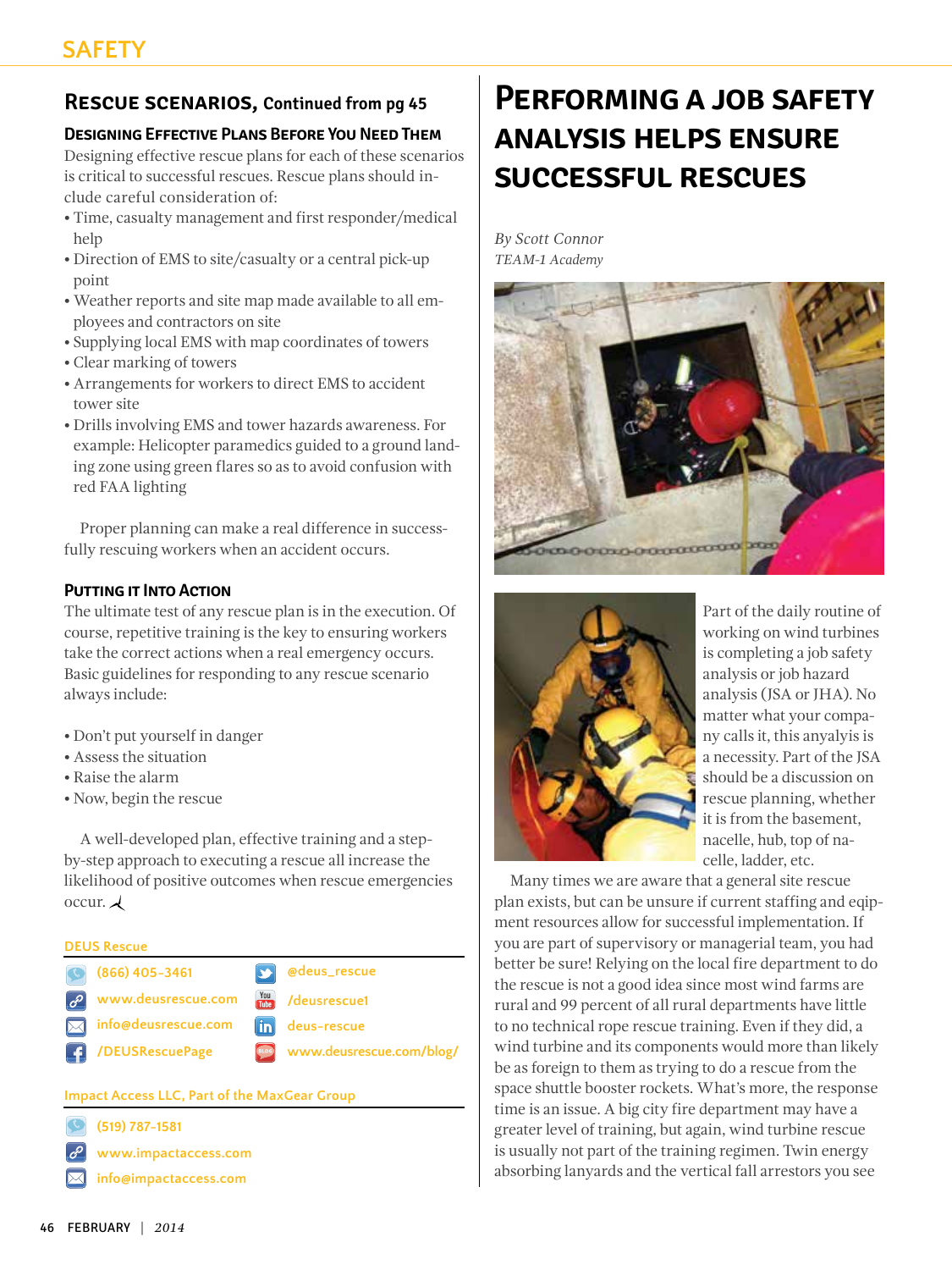## Rescue scenarios, Continued from pg 45

### Designing Effective Plans Before You Need Them

Designing effective rescue plans for each of these scenarios is critical to successful rescues. Rescue plans should include careful consideration of:

- Time, casualty management and first responder/medical help
- Direction of EMS to site/casualty or a central pick-up point
- Weather reports and site map made available to all employees and contractors on site
- Supplying local EMS with map coordinates of towers
- Clear marking of towers
- Arrangements for workers to direct EMS to accident tower site
- Drills involving EMS and tower hazards awareness. For example: Helicopter paramedics guided to a ground landing zone using green flares so as to avoid confusion with red FAA lighting

Proper planning can make a real difference in successfully rescuing workers when an accident occurs.

### Putting it Into Action

The ultimate test of any rescue plan is in the execution. Of course, repetitive training is the key to ensuring workers take the correct actions when a real emergency occurs. Basic guidelines for responding to any rescue scenario always include:

- Don't put yourself in danger
- Assess the situation
- Raise the alarm
- Now, begin the rescue

A well-developed plan, effective training and a step-by-step approach to executing a rescue all increase the likelihood of positive outcomes when rescue emergencies occur.

**DEUS Rescue**

(866) 405-3461
www.deusrescue.com
info@deusrescue.com
/DEUSRescuePage
@deus_rescue
/deusrescue1
deus-rescue
www.deusrescue.com/blog/

**Impact Access LLC, Part of the MaxGear Group**

(519) 787-1581
www.impactaccess.com
info@impactaccess.com

# Performing a Job Safety Analysis Helps Ensure Successful Rescues

*By Scott Connor*
*TEAM-1 Academy*

Part of the daily routine of working on wind turbines is completing a job safety analysis or job hazard analysis (JSA or JHA). No matter what your company calls it, this anyalyis is a necessity. Part of the JSA should be a discussion on rescue planning, whether it is from the basement, nacelle, hub, top of nacelle, ladder, etc.

Many times we are aware that a general site rescue plan exists, but can be unsure if current staffing and eqipment resources allow for successful implementation. If you are part of supervisory or managerial team, you had better be sure! Relying on the local fire department to do the rescue is not a good idea since most wind farms are rural and 99 percent of all rural departments have little to no technical rope rescue training. Even if they did, a wind turbine and its components would more than likely be as foreign to them as trying to do a rescue from the space shuttle booster rockets. What's more, the response time is an issue. A big city fire department may have a greater level of training, but again, wind turbine rescue is usually not part of the training regimen. Twin energy absorbing lanyards and the vertical fall arrestors you see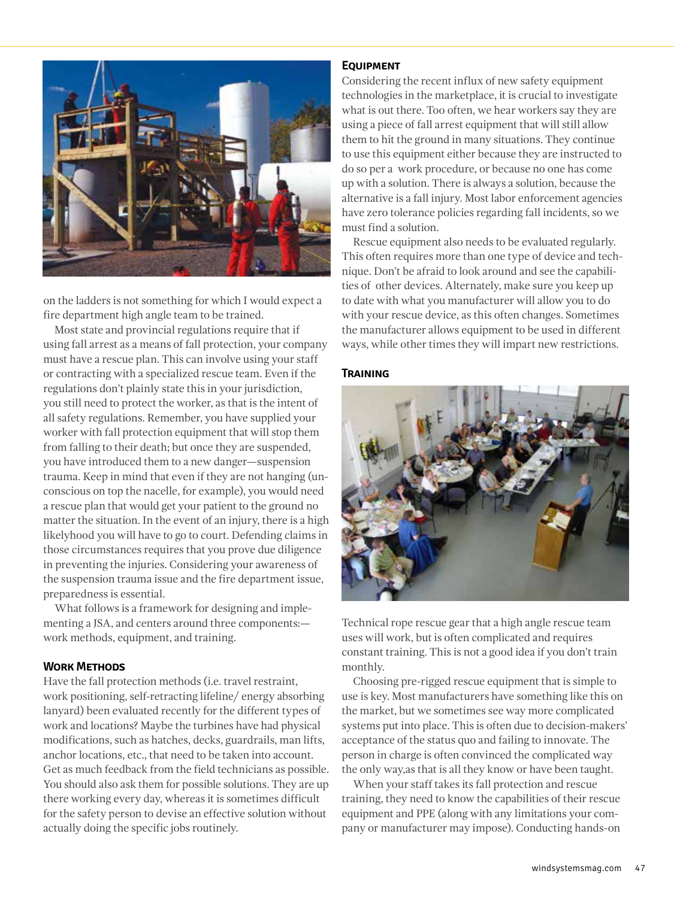on the ladders is not something for which I would expect a fire department high angle team to be trained.

Most state and provincial regulations require that if using fall arrest as a means of fall protection, your company must have a rescue plan. This can involve using your staff or contracting with a specialized rescue team. Even if the regulations don't plainly state this in your jurisdiction, you still need to protect the worker, as that is the intent of all safety regulations. Remember, you have supplied your worker with fall protection equipment that will stop them from falling to their death; but once they are suspended, you have introduced them to a new danger—suspension trauma. Keep in mind that even if they are not hanging (unconscious on top the nacelle, for example), you would need a rescue plan that would get your patient to the ground no matter the situation. In the event of an injury, there is a high likelyhood you will have to go to court. Defending claims in those circumstances requires that you prove due diligence in preventing the injuries. Considering your awareness of the suspension trauma issue and the fire department issue, preparedness is essential.

What follows is a framework for designing and implementing a JSA, and centers around three components:—work methods, equipment, and training.

## Work Methods

Have the fall protection methods (i.e. travel restraint, work positioning, self-retracting lifeline/ energy absorbing lanyard) been evaluated recently for the different types of work and locations? Maybe the turbines have had physical modifications, such as hatches, decks, guardrails, man lifts, anchor locations, etc., that need to be taken into account. Get as much feedback from the field technicians as possible. You should also ask them for possible solutions. They are up there working every day, whereas it is sometimes difficult for the safety person to devise an effective solution without actually doing the specific jobs routinely.

## Equipment

Considering the recent influx of new safety equipment technologies in the marketplace, it is crucial to investigate what is out there. Too often, we hear workers say they are using a piece of fall arrest equipment that will still allow them to hit the ground in many situations. They continue to use this equipment either because they are instructed to do so per a work procedure, or because no one has come up with a solution. There is always a solution, because the alternative is a fall injury. Most labor enforcement agencies have zero tolerance policies regarding fall incidents, so we must find a solution.

Rescue equipment also needs to be evaluated regularly. This often requires more than one type of device and technique. Don't be afraid to look around and see the capabilities of other devices. Alternately, make sure you keep up to date with what you manufacturer will allow you to do with your rescue device, as this often changes. Sometimes the manufacturer allows equipment to be used in different ways, while other times they will impart new restrictions.

## Training

Technical rope rescue gear that a high angle rescue team uses will work, but is often complicated and requires constant training. This is not a good idea if you don't train monthly.

Choosing pre-rigged rescue equipment that is simple to use is key. Most manufacturers have something like this on the market, but we sometimes see way more complicated systems put into place. This is often due to decision-makers' acceptance of the status quo and failing to innovate. The person in charge is often convinced the complicated way the only way,as that is all they know or have been taught.

When your staff takes its fall protection and rescue training, they need to know the capabilities of their rescue equipment and PPE (along with any limitations your company or manufacturer may impose). Conducting hands-on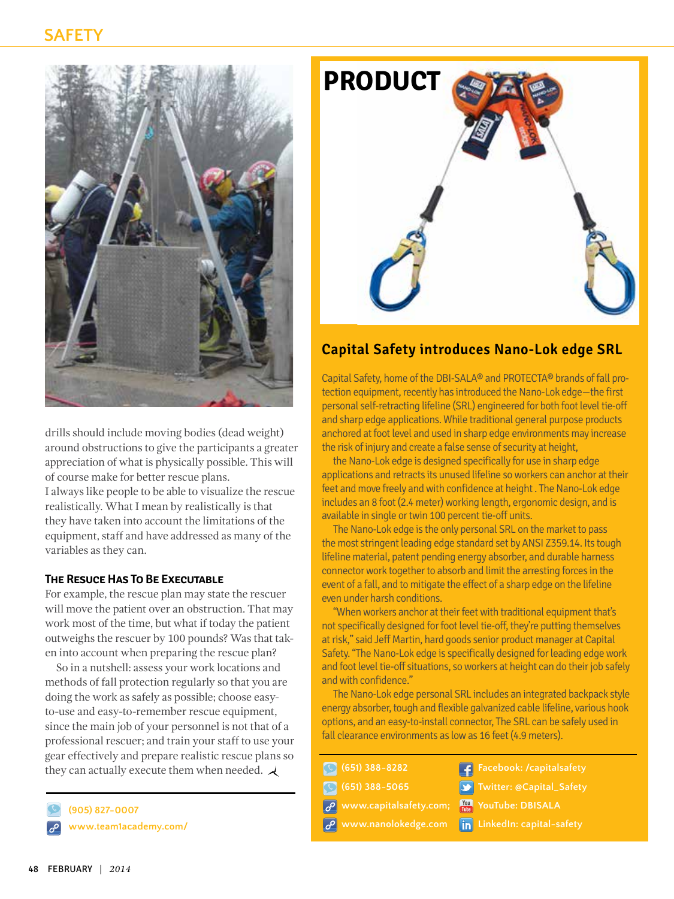drills should include moving bodies (dead weight) around obstructions to give the participants a greater appreciation of what is physically possible. This will of course make for better rescue plans.

I always like people to be able to visualize the rescue realistically. What I mean by realistically is that they have taken into account the limitations of the equipment, staff and have addressed as many of the variables as they can.

### The Resuce Has To Be Executable

For example, the rescue plan may state the rescuer will move the patient over an obstruction. That may work most of the time, but what if today the patient outweighs the rescuer by 100 pounds? Was that taken into account when preparing the rescue plan?

So in a nutshell: assess your work locations and methods of fall protection regularly so that you are doing the work as safely as possible; choose easy-to-use and easy-to-remember rescue equipment, since the main job of your personnel is not that of a professional rescuer; and train your staff to use your gear effectively and prepare realistic rescue plans so they can actually execute them when needed.

(905) 827-0007
www.team1academy.com/

# PRODUCT

## Capital Safety introduces Nano-Lok edge SRL

Capital Safety, home of the DBI-SALA® and PROTECTA® brands of fall protection equipment, recently has introduced the Nano-Lok edge—the first personal self-retracting lifeline (SRL) engineered for both foot level tie-off and sharp edge applications. While traditional general purpose products anchored at foot level and used in sharp edge environments may increase the risk of injury and create a false sense of security at height,

the Nano-Lok edge is designed specifically for use in sharp edge applications and retracts its unused lifeline so workers can anchor at their feet and move freely and with confidence at height . The Nano-Lok edge includes an 8 foot (2.4 meter) working length, ergonomic design, and is available in single or twin 100 percent tie-off units.

The Nano-Lok edge is the only personal SRL on the market to pass the most stringent leading edge standard set by ANSI Z359.14. Its tough lifeline material, patent pending energy absorber, and durable harness connector work together to absorb and limit the arresting forces in the event of a fall, and to mitigate the effect of a sharp edge on the lifeline even under harsh conditions.

"When workers anchor at their feet with traditional equipment that's not specifically designed for foot level tie-off, they're putting themselves at risk," said Jeff Martin, hard goods senior product manager at Capital Safety. "The Nano-Lok edge is specifically designed for leading edge work and foot level tie-off situations, so workers at height can do their job safely and with confidence."

The Nano-Lok edge personal SRL includes an integrated backpack style energy absorber, tough and flexible galvanized cable lifeline, various hook options, and an easy-to-install connector, The SRL can be safely used in fall clearance environments as low as 16 feet (4.9 meters).

(651) 388-8282
(651) 388-5065
www.capitalsafety.com;
www.nanolokedge.com
Facebook: /capitalsafety
Twitter: @Capital_Safety
YouTube: DBISALA
LinkedIn: capital-safety